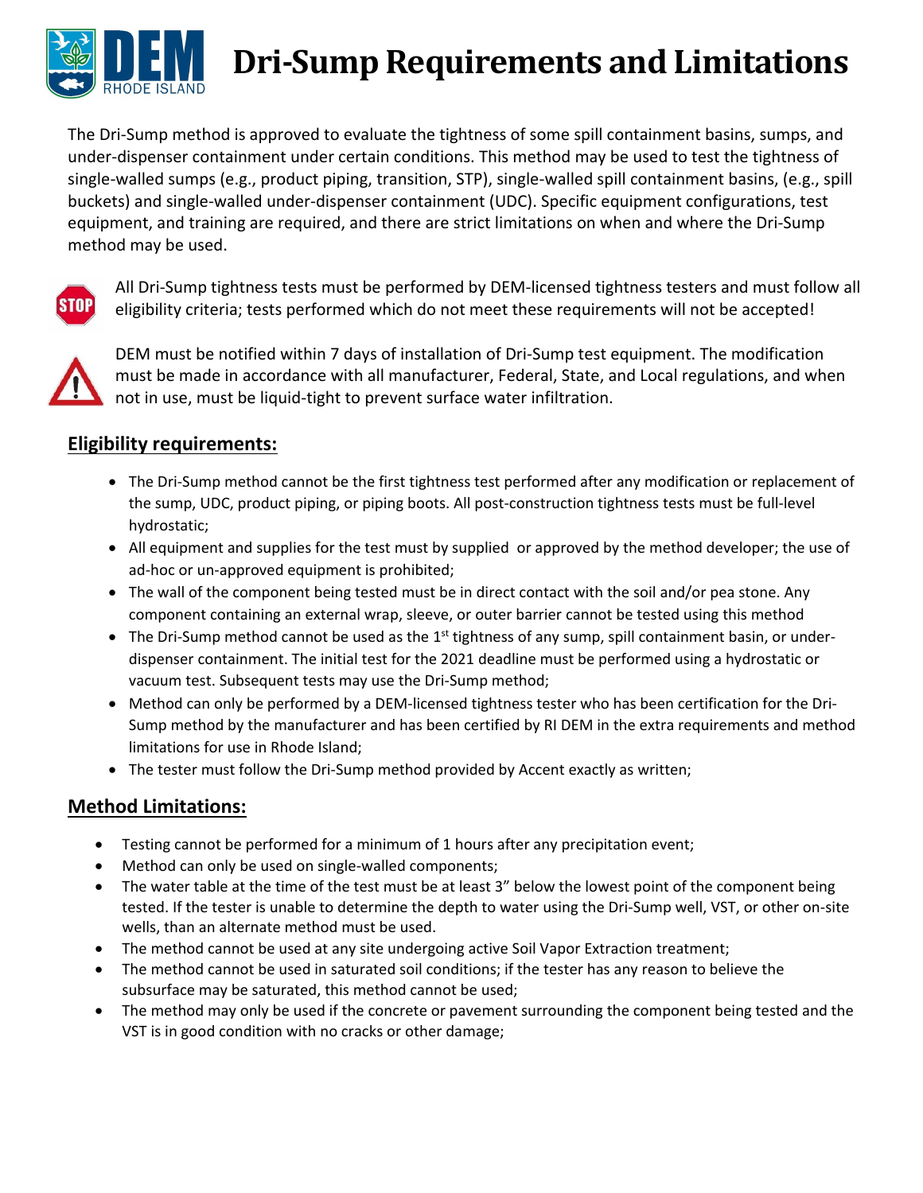# Dri-Sump Requirements and Limitations

The Dri-Sump method is approved to evaluate the tightness of some spill containment basins, sumps, and under-dispenser containment under certain conditions. This method may be used to test the tightness of single-walled sumps (e.g., product piping, transition, STP), single-walled spill containment basins, (e.g., spill buckets) and single-walled under-dispenser containment (UDC). Specific equipment configurations, test equipment, and training are required, and there are strict limitations on when and where the Dri-Sump method may be used.

All Dri-Sump tightness tests must be performed by DEM-licensed tightness testers and must follow all eligibility criteria; tests performed which do not meet these requirements will not be accepted!

DEM must be notified within 7 days of installation of Dri-Sump test equipment. The modification must be made in accordance with all manufacturer, Federal, State, and Local regulations, and when not in use, must be liquid-tight to prevent surface water infiltration.

## Eligibility requirements:

- The Dri-Sump method cannot be the first tightness test performed after any modification or replacement of the sump, UDC, product piping, or piping boots. All post-construction tightness tests must be full-level hydrostatic;
- All equipment and supplies for the test must by supplied or approved by the method developer; the use of ad-hoc or un-approved equipment is prohibited;
- The wall of the component being tested must be in direct contact with the soil and/or pea stone. Any component containing an external wrap, sleeve, or outer barrier cannot be tested using this method
- The Dri-Sump method cannot be used as the 1st tightness of any sump, spill containment basin, or under-dispenser containment. The initial test for the 2021 deadline must be performed using a hydrostatic or vacuum test. Subsequent tests may use the Dri-Sump method;
- Method can only be performed by a DEM-licensed tightness tester who has been certification for the Dri-Sump method by the manufacturer and has been certified by RI DEM in the extra requirements and method limitations for use in Rhode Island;
- The tester must follow the Dri-Sump method provided by Accent exactly as written;

## Method Limitations:

- Testing cannot be performed for a minimum of 1 hours after any precipitation event;
- Method can only be used on single-walled components;
- The water table at the time of the test must be at least 3" below the lowest point of the component being tested. If the tester is unable to determine the depth to water using the Dri-Sump well, VST, or other on-site wells, than an alternate method must be used.
- The method cannot be used at any site undergoing active Soil Vapor Extraction treatment;
- The method cannot be used in saturated soil conditions; if the tester has any reason to believe the subsurface may be saturated, this method cannot be used;
- The method may only be used if the concrete or pavement surrounding the component being tested and the VST is in good condition with no cracks or other damage;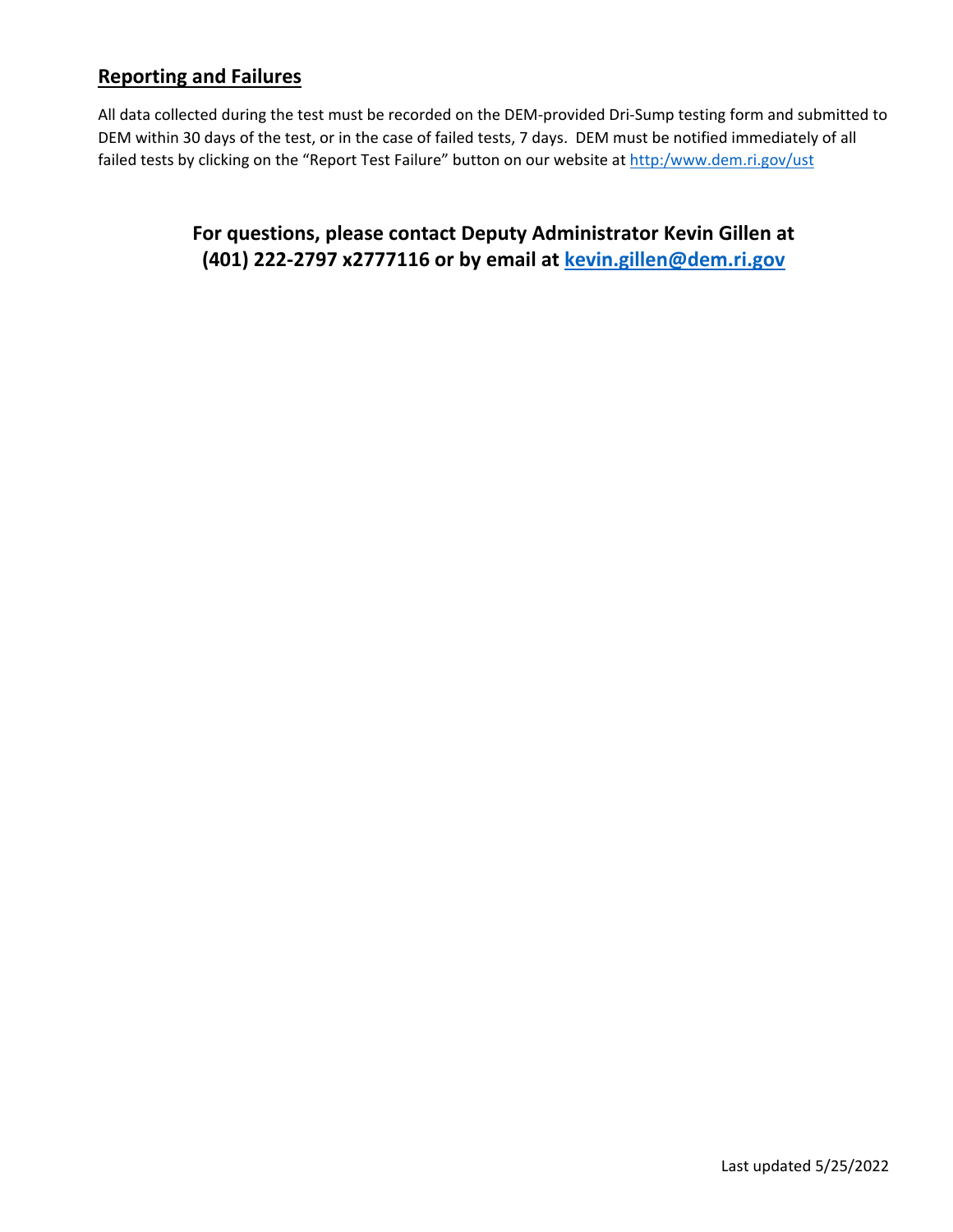## Reporting and Failures

All data collected during the test must be recorded on the DEM-provided Dri-Sump testing form and submitted to DEM within 30 days of the test, or in the case of failed tests, 7 days. DEM must be notified immediately of all failed tests by clicking on the "Report Test Failure" button on our website at http:/www.dem.ri.gov/ust

**For questions, please contact Deputy Administrator Kevin Gillen at (401) 222-2797 x2777116 or by email at kevin.gillen@dem.ri.gov**

Last updated 5/25/2022